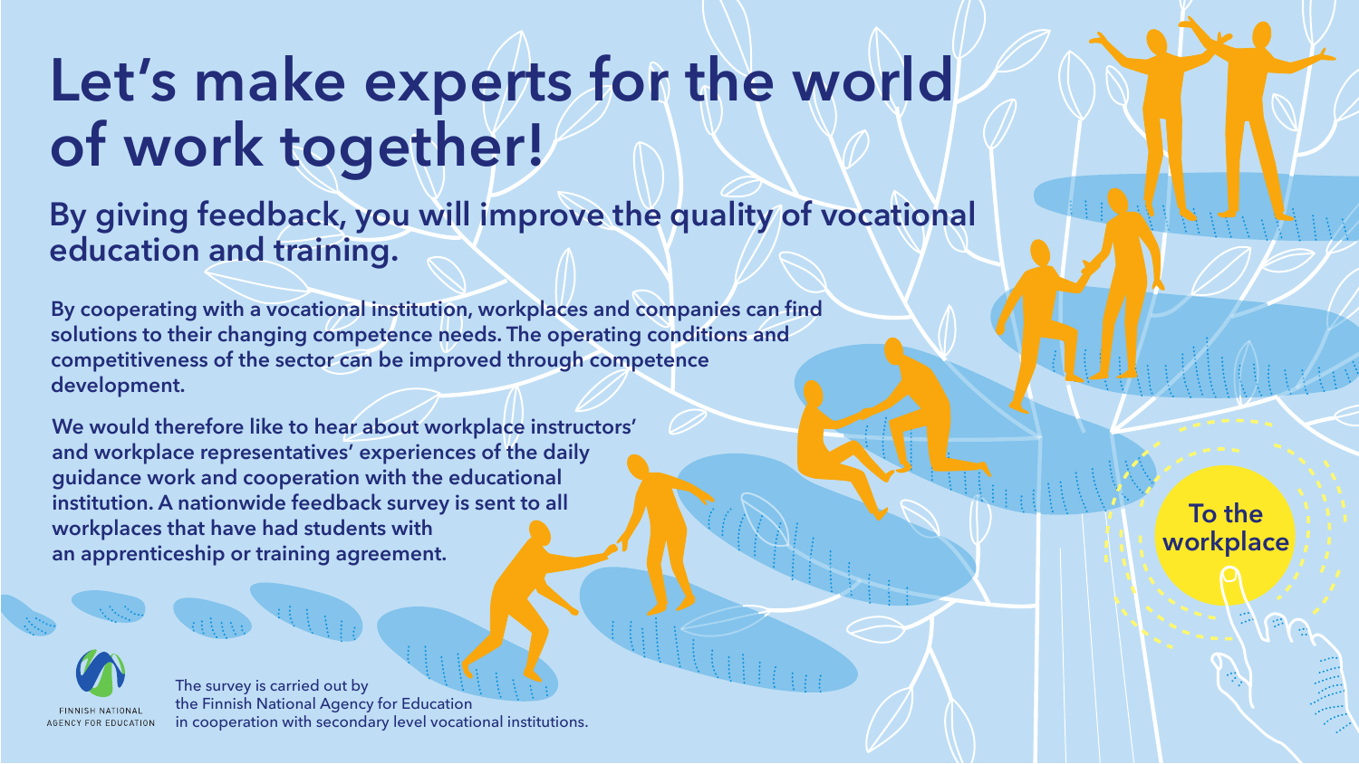# Let's make experts for the world of work together!

## By giving feedback, you will improve the quality of vocational education and training.

**By cooperating with a vocational institution, workplaces and companies can find solutions to their changing competence needs. The operating conditions and competitiveness of the sector can be improved through competence development.**

**We would therefore like to hear about workplace instructors' and workplace representatives' experiences of the daily guidance work and cooperation with the educational institution. A nationwide feedback survey is sent to all workplaces that have had students with an apprenticeship or training agreement.**

**To the workplace**

FINNISH NATIONAL AGENCY FOR EDUCATION

The survey is carried out by the Finnish National Agency for Education in cooperation with secondary level vocational institutions.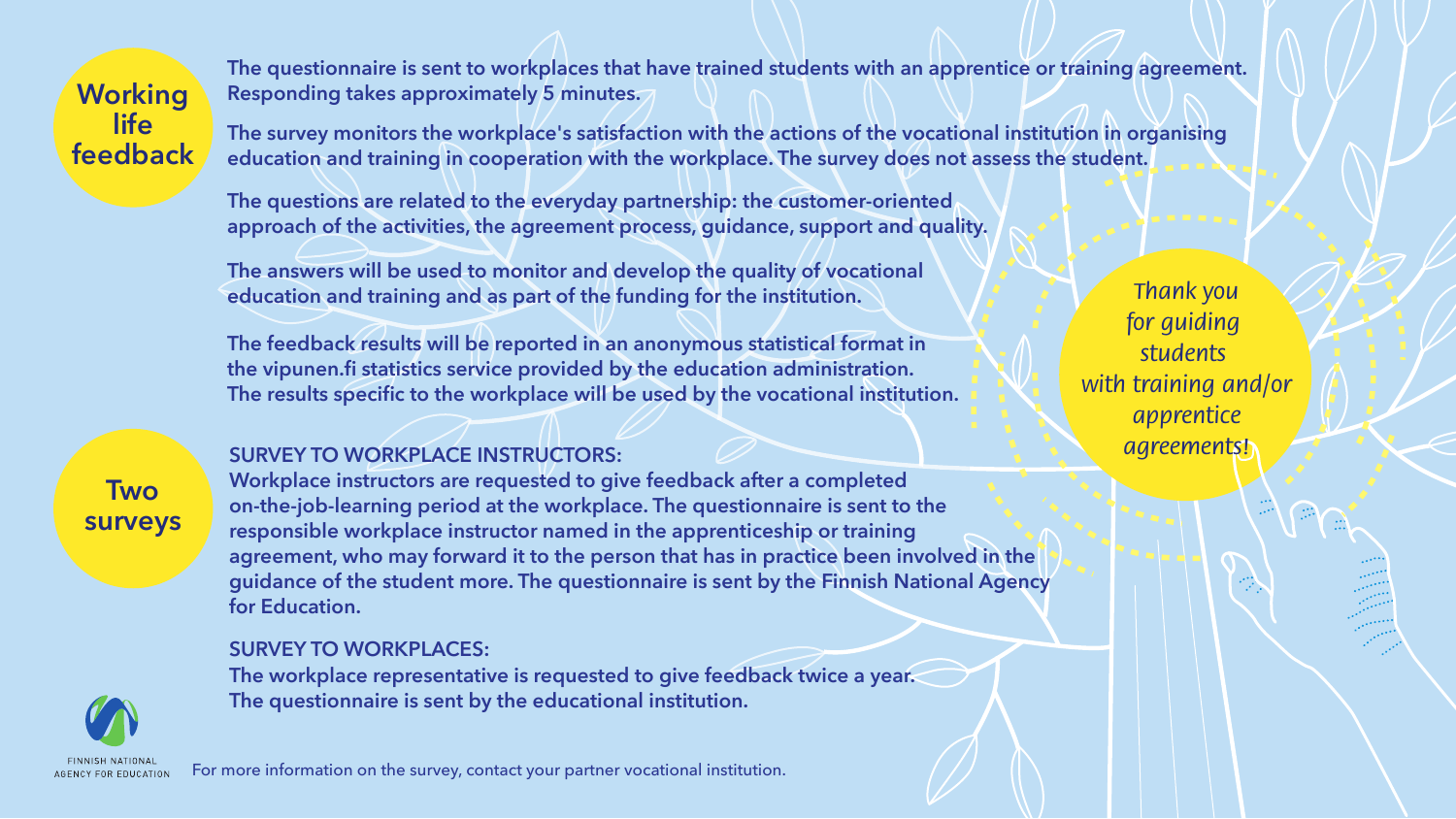## Working life feedback

The questionnaire is sent to workplaces that have trained students with an apprentice or training agreement. Responding takes approximately 5 minutes.

The survey monitors the workplace's satisfaction with the actions of the vocational institution in organising education and training in cooperation with the workplace. The survey does not assess the student.

The questions are related to the everyday partnership: the customer-oriented approach of the activities, the agreement process, guidance, support and quality.

The answers will be used to monitor and develop the quality of vocational education and training and as part of the funding for the institution.

The feedback results will be reported in an anonymous statistical format in the vipunen.fi statistics service provided by the education administration. The results specific to the workplace will be used by the vocational institution.

*Thank you for guiding students with training and/or apprentice agreements!*

## Two surveys

**SURVEY TO WORKPLACE INSTRUCTORS:**

Workplace instructors are requested to give feedback after a completed on-the-job-learning period at the workplace. The questionnaire is sent to the responsible workplace instructor named in the apprenticeship or training agreement, who may forward it to the person that has in practice been involved in the guidance of the student more. The questionnaire is sent by the Finnish National Agency for Education.

**SURVEY TO WORKPLACES:**

The workplace representative is requested to give feedback twice a year. The questionnaire is sent by the educational institution.

FINNISH NATIONAL AGENCY FOR EDUCATION

For more information on the survey, contact your partner vocational institution.